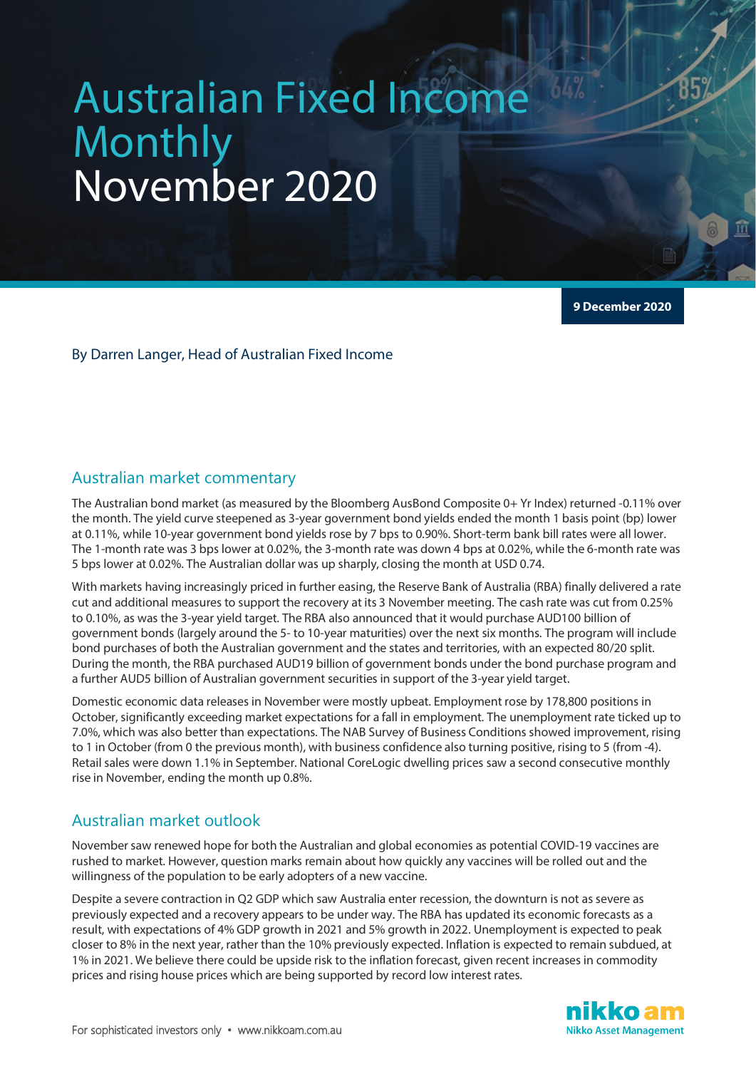# Australian Fixed Income Monthly November 2020

**9 December 2020**

By Darren Langer, Head of Australian Fixed Income

## Australian market commentary

The Australian bond market (as measured by the Bloomberg AusBond Composite 0+ Yr Index) returned -0.11% over the month. The yield curve steepened as 3-year government bond yields ended the month 1 basis point (bp) lower at 0.11%, while 10-year government bond yields rose by 7 bps to 0.90%. Short-term bank bill rates were all lower. The 1-month rate was 3 bps lower at 0.02%, the 3-month rate was down 4 bps at 0.02%, while the 6-month rate was 5 bps lower at 0.02%. The Australian dollar was up sharply, closing the month at USD 0.74.

With markets having increasingly priced in further easing, the Reserve Bank of Australia (RBA) finally delivered a rate cut and additional measures to support the recovery at its 3 November meeting. The cash rate was cut from 0.25% to 0.10%, as was the 3-year yield target. The RBA also announced that it would purchase AUD100 billion of government bonds (largely around the 5- to 10-year maturities) over the next six months. The program will include bond purchases of both the Australian government and the states and territories, with an expected 80/20 split. During the month, the RBA purchased AUD19 billion of government bonds under the bond purchase program and a further AUD5 billion of Australian government securities in support of the 3-year yield target.

Domestic economic data releases in November were mostly upbeat. Employment rose by 178,800 positions in October, significantly exceeding market expectations for a fall in employment. The unemployment rate ticked up to 7.0%, which was also better than expectations. The NAB Survey of Business Conditions showed improvement, rising to 1 in October (from 0 the previous month), with business confidence also turning positive, rising to 5 (from -4). Retail sales were down 1.1% in September. National CoreLogic dwelling prices saw a second consecutive monthly rise in November, ending the month up 0.8%.

## Australian market outlook

November saw renewed hope for both the Australian and global economies as potential COVID-19 vaccines are rushed to market. However, question marks remain about how quickly any vaccines will be rolled out and the willingness of the population to be early adopters of a new vaccine.

Despite a severe contraction in Q2 GDP which saw Australia enter recession, the downturn is not as severe as previously expected and a recovery appears to be under way. The RBA has updated its economic forecasts as a result, with expectations of 4% GDP growth in 2021 and 5% growth in 2022. Unemployment is expected to peak closer to 8% in the next year, rather than the 10% previously expected. Inflation is expected to remain subdued, at 1% in 2021. We believe there could be upside risk to the inflation forecast, given recent increases in commodity prices and rising house prices which are being supported by record low interest rates.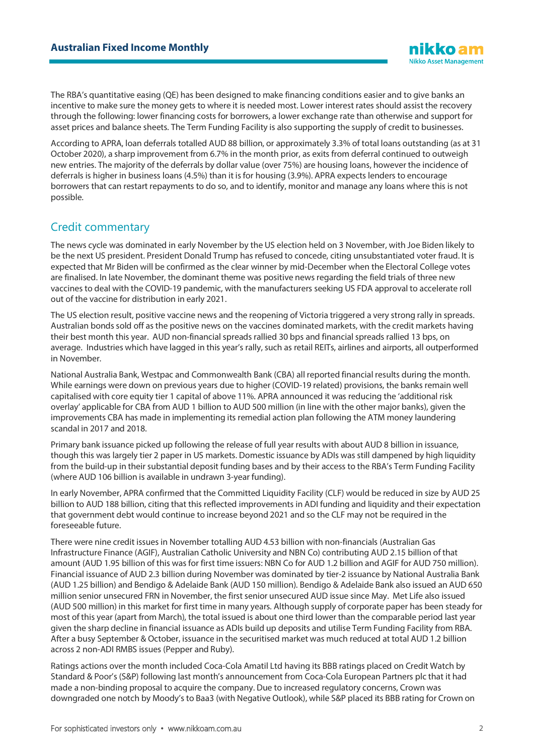The RBA's quantitative easing (QE) has been designed to make financing conditions easier and to give banks an incentive to make sure the money gets to where it is needed most. Lower interest rates should assist the recovery through the following: lower financing costs for borrowers, a lower exchange rate than otherwise and support for asset prices and balance sheets. The Term Funding Facility is also supporting the supply of credit to businesses.

According to APRA, loan deferrals totalled AUD 88 billion, or approximately 3.3% of total loans outstanding (as at 31 October 2020), a sharp improvement from 6.7% in the month prior, as exits from deferral continued to outweigh new entries. The majority of the deferrals by dollar value (over 75%) are housing loans, however the incidence of deferrals is higher in business loans (4.5%) than it is for housing (3.9%). APRA expects lenders to encourage borrowers that can restart repayments to do so, and to identify, monitor and manage any loans where this is not possible.

## Credit commentary

The news cycle was dominated in early November by the US election held on 3 November, with Joe Biden likely to be the next US president. President Donald Trump has refused to concede, citing unsubstantiated voter fraud. It is expected that Mr Biden will be confirmed as the clear winner by mid-December when the Electoral College votes are finalised. In late November, the dominant theme was positive news regarding the field trials of three new vaccines to deal with the COVID-19 pandemic, with the manufacturers seeking US FDA approval to accelerate roll out of the vaccine for distribution in early 2021.

The US election result, positive vaccine news and the reopening of Victoria triggered a very strong rally in spreads. Australian bonds sold off as the positive news on the vaccines dominated markets, with the credit markets having their best month this year. AUD non-financial spreads rallied 30 bps and financial spreads rallied 13 bps, on average. Industries which have lagged in this year's rally, such as retail REITs, airlines and airports, all outperformed in November.

National Australia Bank, Westpac and Commonwealth Bank (CBA) all reported financial results during the month. While earnings were down on previous years due to higher (COVID-19 related) provisions, the banks remain well capitalised with core equity tier 1 capital of above 11%. APRA announced it was reducing the 'additional risk overlay' applicable for CBA from AUD 1 billion to AUD 500 million (in line with the other major banks), given the improvements CBA has made in implementing its remedial action plan following the ATM money laundering scandal in 2017 and 2018.

Primary bank issuance picked up following the release of full year results with about AUD 8 billion in issuance, though this was largely tier 2 paper in US markets. Domestic issuance by ADIs was still dampened by high liquidity from the build-up in their substantial deposit funding bases and by their access to the RBA's Term Funding Facility (where AUD 106 billion is available in undrawn 3-year funding).

In early November, APRA confirmed that the Committed Liquidity Facility (CLF) would be reduced in size by AUD 25 billion to AUD 188 billion, citing that this reflected improvements in ADI funding and liquidity and their expectation that government debt would continue to increase beyond 2021 and so the CLF may not be required in the foreseeable future.

There were nine credit issues in November totalling AUD 4.53 billion with non-financials (Australian Gas Infrastructure Finance (AGIF), Australian Catholic University and NBN Co) contributing AUD 2.15 billion of that amount (AUD 1.95 billion of this was for first time issuers: NBN Co for AUD 1.2 billion and AGIF for AUD 750 million). Financial issuance of AUD 2.3 billion during November was dominated by tier-2 issuance by National Australia Bank (AUD 1.25 billion) and Bendigo & Adelaide Bank (AUD 150 million). Bendigo & Adelaide Bank also issued an AUD 650 million senior unsecured FRN in November, the first senior unsecured AUD issue since May. Met Life also issued (AUD 500 million) in this market for first time in many years. Although supply of corporate paper has been steady for most of this year (apart from March), the total issued is about one third lower than the comparable period last year given the sharp decline in financial issuance as ADIs build up deposits and utilise Term Funding Facility from RBA. After a busy September & October, issuance in the securitised market was much reduced at total AUD 1.2 billion across 2 non-ADI RMBS issues (Pepper and Ruby).

Ratings actions over the month included Coca-Cola Amatil Ltd having its BBB ratings placed on Credit Watch by Standard & Poor's (S&P) following last month's announcement from Coca-Cola European Partners plc that it had made a non-binding proposal to acquire the company. Due to increased regulatory concerns, Crown was downgraded one notch by Moody's to Baa3 (with Negative Outlook), while S&P placed its BBB rating for Crown on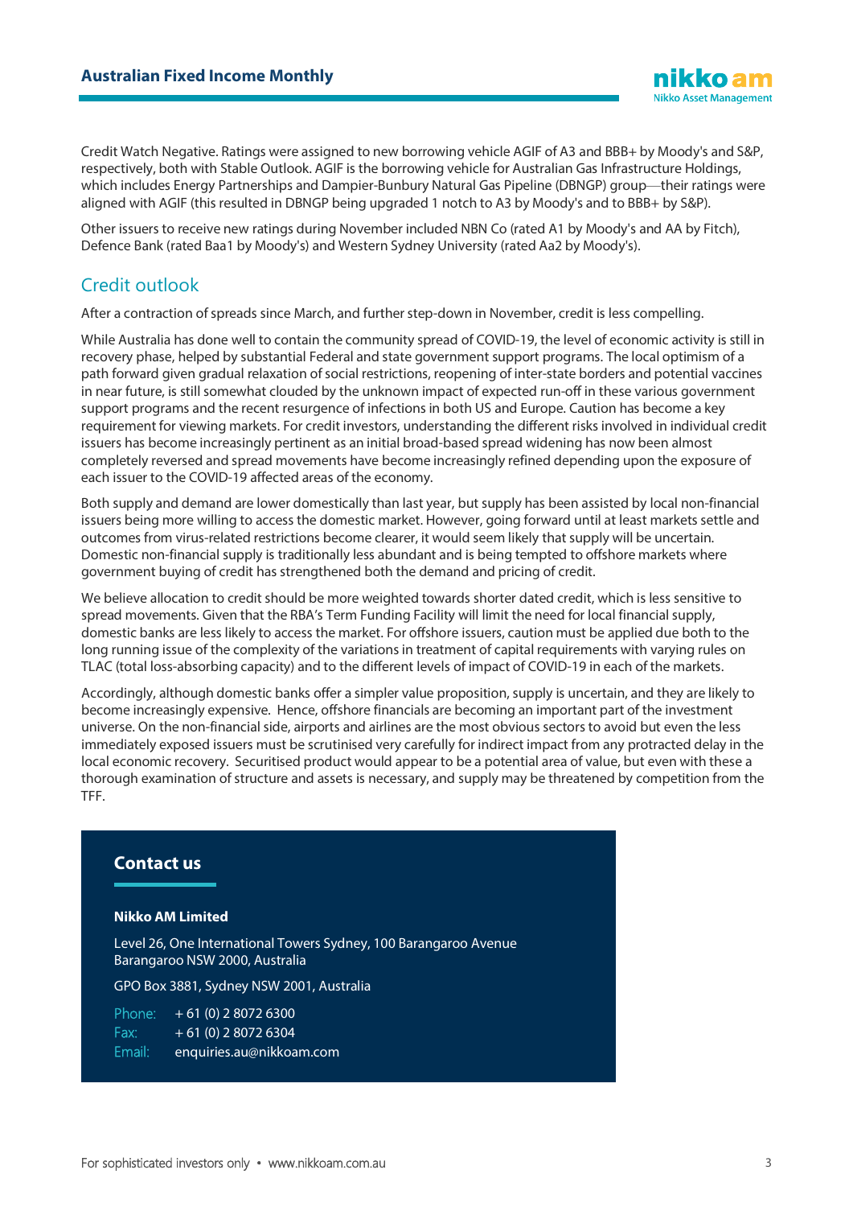Credit Watch Negative. Ratings were assigned to new borrowing vehicle AGIF of A3 and BBB+ by Moody's and S&P, respectively, both with Stable Outlook. AGIF is the borrowing vehicle for Australian Gas Infrastructure Holdings, which includes Energy Partnerships and Dampier-Bunbury Natural Gas Pipeline (DBNGP) group—their ratings were aligned with AGIF (this resulted in DBNGP being upgraded 1 notch to A3 by Moody's and to BBB+ by S&P).

Other issuers to receive new ratings during November included NBN Co (rated A1 by Moody's and AA by Fitch), Defence Bank (rated Baa1 by Moody's) and Western Sydney University (rated Aa2 by Moody's).

## Credit outlook

After a contraction of spreads since March, and further step-down in November, credit is less compelling.

While Australia has done well to contain the community spread of COVID-19, the level of economic activity is still in recovery phase, helped by substantial Federal and state government support programs. The local optimism of a path forward given gradual relaxation of social restrictions, reopening of inter-state borders and potential vaccines in near future, is still somewhat clouded by the unknown impact of expected run-off in these various government support programs and the recent resurgence of infections in both US and Europe. Caution has become a key requirement for viewing markets. For credit investors, understanding the different risks involved in individual credit issuers has become increasingly pertinent as an initial broad-based spread widening has now been almost completely reversed and spread movements have become increasingly refined depending upon the exposure of each issuer to the COVID-19 affected areas of the economy.

Both supply and demand are lower domestically than last year, but supply has been assisted by local non-financial issuers being more willing to access the domestic market. However, going forward until at least markets settle and outcomes from virus-related restrictions become clearer, it would seem likely that supply will be uncertain. Domestic non-financial supply is traditionally less abundant and is being tempted to offshore markets where government buying of credit has strengthened both the demand and pricing of credit.

We believe allocation to credit should be more weighted towards shorter dated credit, which is less sensitive to spread movements. Given that the RBA's Term Funding Facility will limit the need for local financial supply, domestic banks are less likely to access the market. For offshore issuers, caution must be applied due both to the long running issue of the complexity of the variations in treatment of capital requirements with varying rules on TLAC (total loss-absorbing capacity) and to the different levels of impact of COVID-19 in each of the markets.

Accordingly, although domestic banks offer a simpler value proposition, supply is uncertain, and they are likely to become increasingly expensive. Hence, offshore financials are becoming an important part of the investment universe. On the non-financial side, airports and airlines are the most obvious sectors to avoid but even the less immediately exposed issuers must be scrutinised very carefully for indirect impact from any protracted delay in the local economic recovery. Securitised product would appear to be a potential area of value, but even with these a thorough examination of structure and assets is necessary, and supply may be threatened by competition from the TFF.

### Contact us

**Nikko AM Limited**

Level 26, One International Towers Sydney, 100 Barangaroo Avenue
Barangaroo NSW 2000, Australia

GPO Box 3881, Sydney NSW 2001, Australia

Phone: + 61 (0) 2 8072 6300
Fax: + 61 (0) 2 8072 6304
Email: enquiries.au@nikkoam.com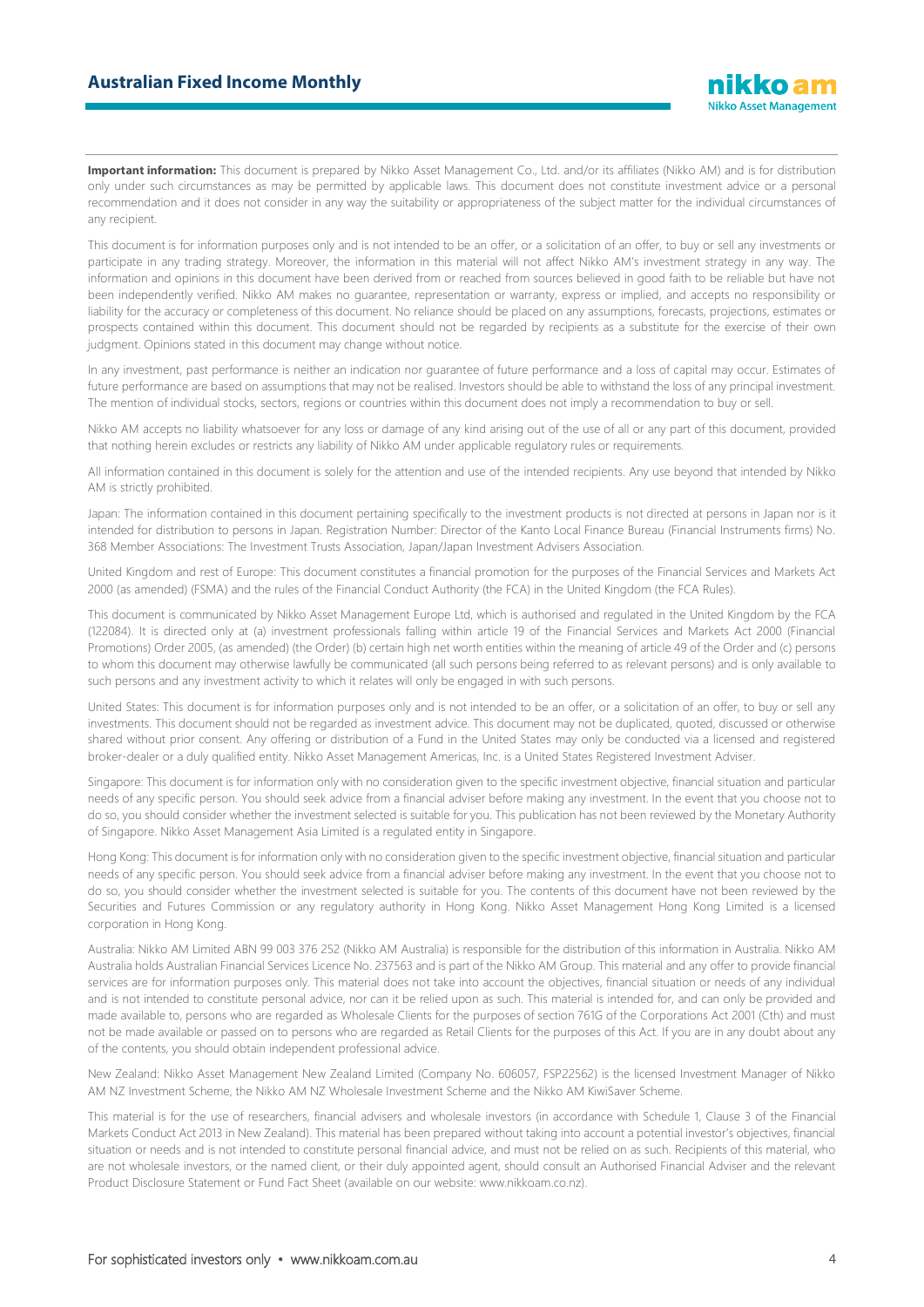**Important information:** This document is prepared by Nikko Asset Management Co., Ltd. and/or its affiliates (Nikko AM) and is for distribution only under such circumstances as may be permitted by applicable laws. This document does not constitute investment advice or a personal recommendation and it does not consider in any way the suitability or appropriateness of the subject matter for the individual circumstances of any recipient.

This document is for information purposes only and is not intended to be an offer, or a solicitation of an offer, to buy or sell any investments or participate in any trading strategy. Moreover, the information in this material will not affect Nikko AM's investment strategy in any way. The information and opinions in this document have been derived from or reached from sources believed in good faith to be reliable but have not been independently verified. Nikko AM makes no guarantee, representation or warranty, express or implied, and accepts no responsibility or liability for the accuracy or completeness of this document. No reliance should be placed on any assumptions, forecasts, projections, estimates or prospects contained within this document. This document should not be regarded by recipients as a substitute for the exercise of their own judgment. Opinions stated in this document may change without notice.

In any investment, past performance is neither an indication nor guarantee of future performance and a loss of capital may occur. Estimates of future performance are based on assumptions that may not be realised. Investors should be able to withstand the loss of any principal investment. The mention of individual stocks, sectors, regions or countries within this document does not imply a recommendation to buy or sell.

Nikko AM accepts no liability whatsoever for any loss or damage of any kind arising out of the use of all or any part of this document, provided that nothing herein excludes or restricts any liability of Nikko AM under applicable regulatory rules or requirements.

All information contained in this document is solely for the attention and use of the intended recipients. Any use beyond that intended by Nikko AM is strictly prohibited.

Japan: The information contained in this document pertaining specifically to the investment products is not directed at persons in Japan nor is it intended for distribution to persons in Japan. Registration Number: Director of the Kanto Local Finance Bureau (Financial Instruments firms) No. 368 Member Associations: The Investment Trusts Association, Japan/Japan Investment Advisers Association.

United Kingdom and rest of Europe: This document constitutes a financial promotion for the purposes of the Financial Services and Markets Act 2000 (as amended) (FSMA) and the rules of the Financial Conduct Authority (the FCA) in the United Kingdom (the FCA Rules).

This document is communicated by Nikko Asset Management Europe Ltd, which is authorised and regulated in the United Kingdom by the FCA (122084). It is directed only at (a) investment professionals falling within article 19 of the Financial Services and Markets Act 2000 (Financial Promotions) Order 2005, (as amended) (the Order) (b) certain high net worth entities within the meaning of article 49 of the Order and (c) persons to whom this document may otherwise lawfully be communicated (all such persons being referred to as relevant persons) and is only available to such persons and any investment activity to which it relates will only be engaged in with such persons.

United States: This document is for information purposes only and is not intended to be an offer, or a solicitation of an offer, to buy or sell any investments. This document should not be regarded as investment advice. This document may not be duplicated, quoted, discussed or otherwise shared without prior consent. Any offering or distribution of a Fund in the United States may only be conducted via a licensed and registered broker-dealer or a duly qualified entity. Nikko Asset Management Americas, Inc. is a United States Registered Investment Adviser.

Singapore: This document is for information only with no consideration given to the specific investment objective, financial situation and particular needs of any specific person. You should seek advice from a financial adviser before making any investment. In the event that you choose not to do so, you should consider whether the investment selected is suitable for you. This publication has not been reviewed by the Monetary Authority of Singapore. Nikko Asset Management Asia Limited is a regulated entity in Singapore.

Hong Kong: This document is for information only with no consideration given to the specific investment objective, financial situation and particular needs of any specific person. You should seek advice from a financial adviser before making any investment. In the event that you choose not to do so, you should consider whether the investment selected is suitable for you. The contents of this document have not been reviewed by the Securities and Futures Commission or any regulatory authority in Hong Kong. Nikko Asset Management Hong Kong Limited is a licensed corporation in Hong Kong.

Australia: Nikko AM Limited ABN 99 003 376 252 (Nikko AM Australia) is responsible for the distribution of this information in Australia. Nikko AM Australia holds Australian Financial Services Licence No. 237563 and is part of the Nikko AM Group. This material and any offer to provide financial services are for information purposes only. This material does not take into account the objectives, financial situation or needs of any individual and is not intended to constitute personal advice, nor can it be relied upon as such. This material is intended for, and can only be provided and made available to, persons who are regarded as Wholesale Clients for the purposes of section 761G of the Corporations Act 2001 (Cth) and must not be made available or passed on to persons who are regarded as Retail Clients for the purposes of this Act. If you are in any doubt about any of the contents, you should obtain independent professional advice.

New Zealand: Nikko Asset Management New Zealand Limited (Company No. 606057, FSP22562) is the licensed Investment Manager of Nikko AM NZ Investment Scheme, the Nikko AM NZ Wholesale Investment Scheme and the Nikko AM KiwiSaver Scheme.

This material is for the use of researchers, financial advisers and wholesale investors (in accordance with Schedule 1, Clause 3 of the Financial Markets Conduct Act 2013 in New Zealand). This material has been prepared without taking into account a potential investor's objectives, financial situation or needs and is not intended to constitute personal financial advice, and must not be relied on as such. Recipients of this material, who are not wholesale investors, or the named client, or their duly appointed agent, should consult an Authorised Financial Adviser and the relevant Product Disclosure Statement or Fund Fact Sheet (available on our website: www.nikkoam.co.nz).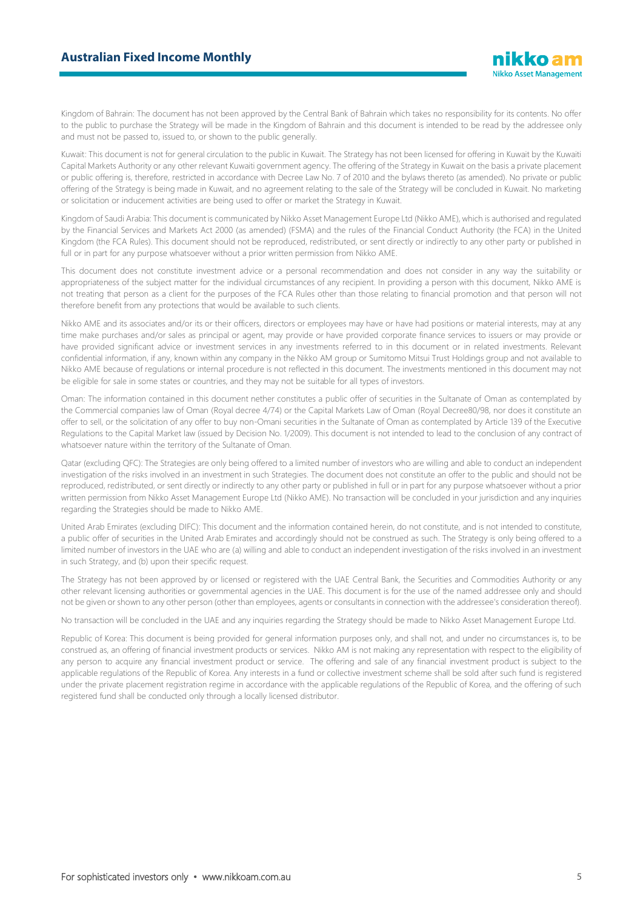Kingdom of Bahrain: The document has not been approved by the Central Bank of Bahrain which takes no responsibility for its contents. No offer to the public to purchase the Strategy will be made in the Kingdom of Bahrain and this document is intended to be read by the addressee only and must not be passed to, issued to, or shown to the public generally.

Kuwait: This document is not for general circulation to the public in Kuwait. The Strategy has not been licensed for offering in Kuwait by the Kuwaiti Capital Markets Authority or any other relevant Kuwaiti government agency. The offering of the Strategy in Kuwait on the basis a private placement or public offering is, therefore, restricted in accordance with Decree Law No. 7 of 2010 and the bylaws thereto (as amended). No private or public offering of the Strategy is being made in Kuwait, and no agreement relating to the sale of the Strategy will be concluded in Kuwait. No marketing or solicitation or inducement activities are being used to offer or market the Strategy in Kuwait.

Kingdom of Saudi Arabia: This document is communicated by Nikko Asset Management Europe Ltd (Nikko AME), which is authorised and regulated by the Financial Services and Markets Act 2000 (as amended) (FSMA) and the rules of the Financial Conduct Authority (the FCA) in the United Kingdom (the FCA Rules). This document should not be reproduced, redistributed, or sent directly or indirectly to any other party or published in full or in part for any purpose whatsoever without a prior written permission from Nikko AME.

This document does not constitute investment advice or a personal recommendation and does not consider in any way the suitability or appropriateness of the subject matter for the individual circumstances of any recipient. In providing a person with this document, Nikko AME is not treating that person as a client for the purposes of the FCA Rules other than those relating to financial promotion and that person will not therefore benefit from any protections that would be available to such clients.

Nikko AME and its associates and/or its or their officers, directors or employees may have or have had positions or material interests, may at any time make purchases and/or sales as principal or agent, may provide or have provided corporate finance services to issuers or may provide or have provided significant advice or investment services in any investments referred to in this document or in related investments. Relevant confidential information, if any, known within any company in the Nikko AM group or Sumitomo Mitsui Trust Holdings group and not available to Nikko AME because of regulations or internal procedure is not reflected in this document. The investments mentioned in this document may not be eligible for sale in some states or countries, and they may not be suitable for all types of investors.

Oman: The information contained in this document nether constitutes a public offer of securities in the Sultanate of Oman as contemplated by the Commercial companies law of Oman (Royal decree 4/74) or the Capital Markets Law of Oman (Royal Decree80/98, nor does it constitute an offer to sell, or the solicitation of any offer to buy non-Omani securities in the Sultanate of Oman as contemplated by Article 139 of the Executive Regulations to the Capital Market law (issued by Decision No. 1/2009). This document is not intended to lead to the conclusion of any contract of whatsoever nature within the territory of the Sultanate of Oman.

Qatar (excluding QFC): The Strategies are only being offered to a limited number of investors who are willing and able to conduct an independent investigation of the risks involved in an investment in such Strategies. The document does not constitute an offer to the public and should not be reproduced, redistributed, or sent directly or indirectly to any other party or published in full or in part for any purpose whatsoever without a prior written permission from Nikko Asset Management Europe Ltd (Nikko AME). No transaction will be concluded in your jurisdiction and any inquiries regarding the Strategies should be made to Nikko AME.

United Arab Emirates (excluding DIFC): This document and the information contained herein, do not constitute, and is not intended to constitute, a public offer of securities in the United Arab Emirates and accordingly should not be construed as such. The Strategy is only being offered to a limited number of investors in the UAE who are (a) willing and able to conduct an independent investigation of the risks involved in an investment in such Strategy, and (b) upon their specific request.

The Strategy has not been approved by or licensed or registered with the UAE Central Bank, the Securities and Commodities Authority or any other relevant licensing authorities or governmental agencies in the UAE. This document is for the use of the named addressee only and should not be given or shown to any other person (other than employees, agents or consultants in connection with the addressee's consideration thereof).

No transaction will be concluded in the UAE and any inquiries regarding the Strategy should be made to Nikko Asset Management Europe Ltd.

Republic of Korea: This document is being provided for general information purposes only, and shall not, and under no circumstances is, to be construed as, an offering of financial investment products or services. Nikko AM is not making any representation with respect to the eligibility of any person to acquire any financial investment product or service. The offering and sale of any financial investment product is subject to the applicable regulations of the Republic of Korea. Any interests in a fund or collective investment scheme shall be sold after such fund is registered under the private placement registration regime in accordance with the applicable regulations of the Republic of Korea, and the offering of such registered fund shall be conducted only through a locally licensed distributor.